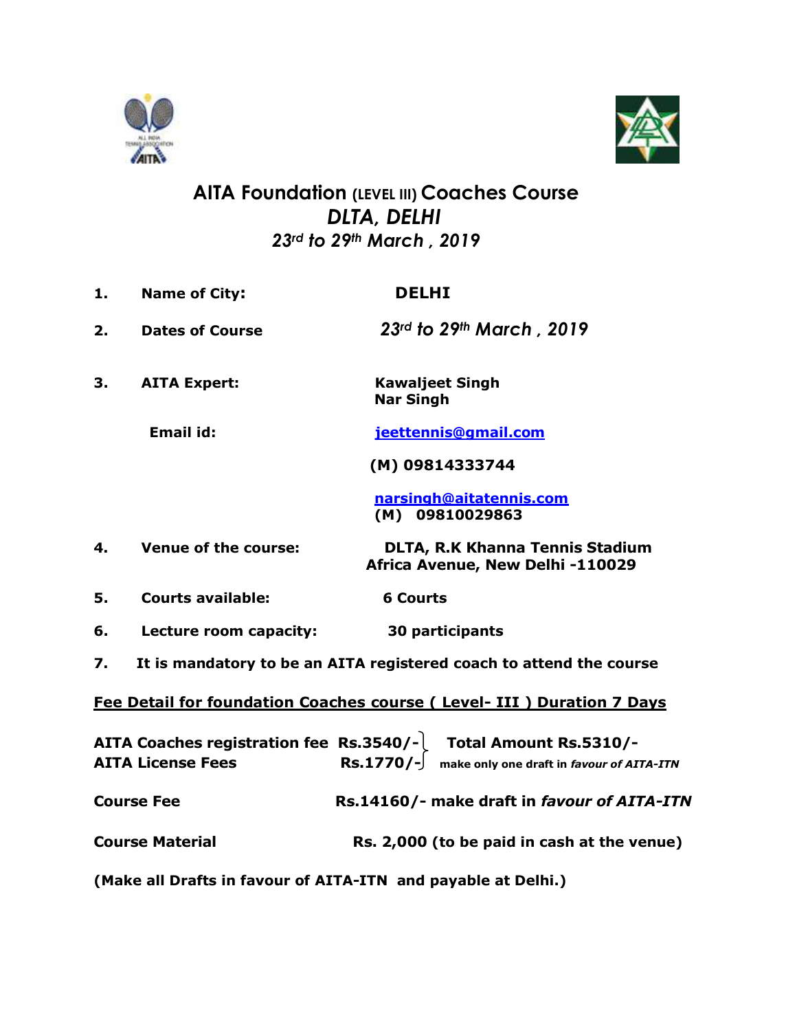# AITA Foundation (LEVEL III) Coaches Course

## *DLTA, DELHI*

### *23rd to 29th March , 2019*

1. **Name of City:** **DELHI**
2. **Dates of Course** *23rd to 29th March , 2019*
3. **AITA Expert:** **Kawaljeet Singh**
   **Nar Singh**

   **Email id:** **jeettennis@gmail.com**

   **(M) 09814333744**

   **narsingh@aitatennis.com**
   **(M) 09810029863**
4. **Venue of the course:** **DLTA, R.K Khanna Tennis Stadium Africa Avenue, New Delhi -110029**
5. **Courts available:** **6 Courts**
6. **Lecture room capacity:** **30 participants**
7. **It is mandatory to be an AITA registered coach to attend the course**

**Fee Detail for foundation Coaches course ( Level- III ) Duration 7 Days**

**AITA Coaches registration fee Rs.3540/-**
**AITA License Fees Rs.1770/-**
**Total Amount Rs.5310/-** make only one draft in *favour of AITA-ITN*

**Course Fee** **Rs.14160/- make draft in *favour of AITA-ITN***

**Course Material** **Rs. 2,000 (to be paid in cash at the venue)**

**(Make all Drafts in favour of AITA-ITN and payable at Delhi.)**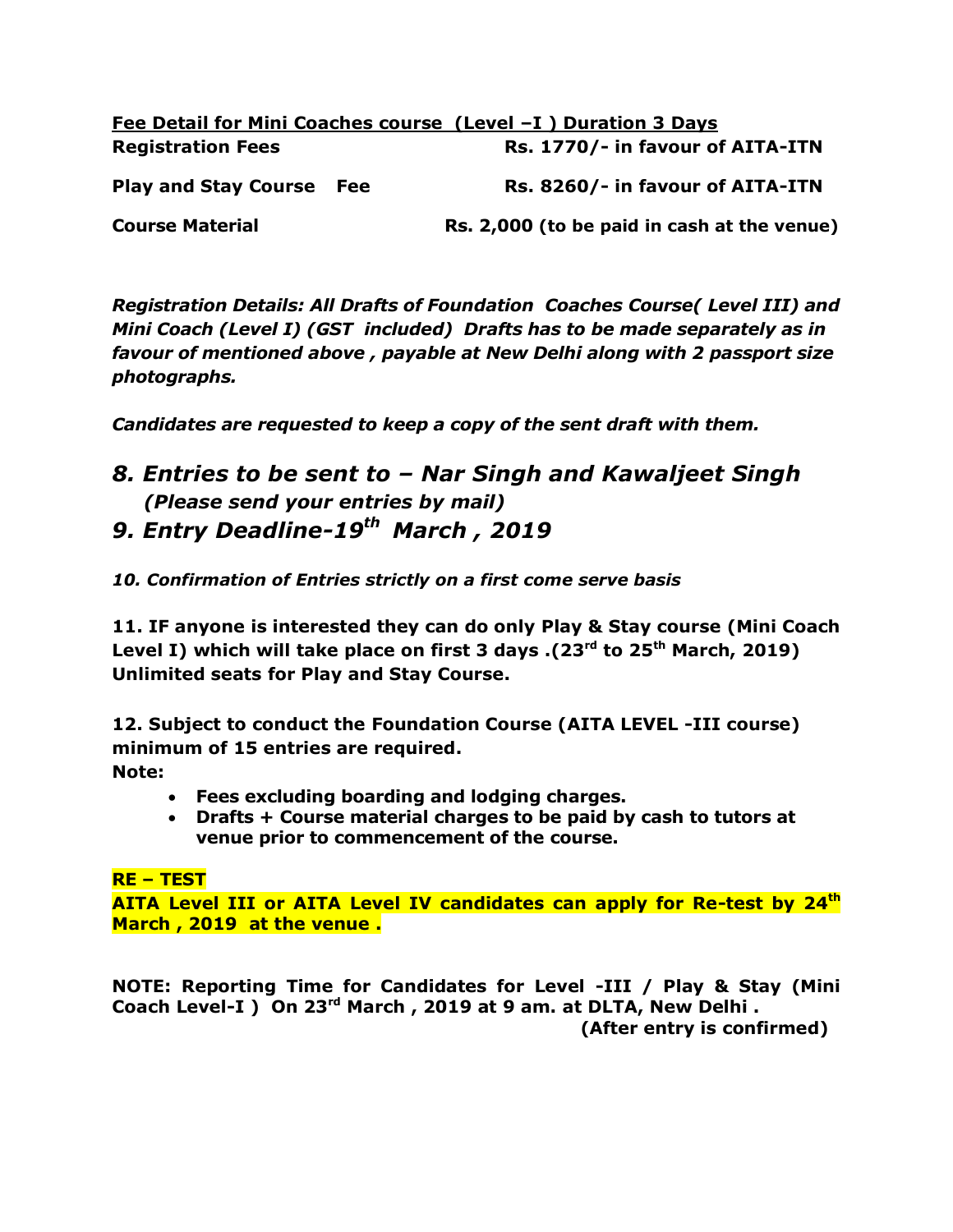**Fee Detail for Mini Coaches course (Level –I ) Duration 3 Days**

| | |
|---|---|
| **Registration Fees** | **Rs. 1770/- in favour of AITA-ITN** |
| **Play and Stay Course Fee** | **Rs. 8260/- in favour of AITA-ITN** |
| **Course Material** | **Rs. 2,000 (to be paid in cash at the venue)** |

***Registration Details: All Drafts of Foundation Coaches Course( Level III) and Mini Coach (Level I) (GST included) Drafts has to be made separately as in favour of mentioned above , payable at New Delhi along with 2 passport size photographs.***

***Candidates are requested to keep a copy of the sent draft with them.***

## *8. Entries to be sent to – Nar Singh and Kawaljeet Singh*
***(Please send your entries by mail)***

## *9. Entry Deadline-19th March , 2019*

***10. Confirmation of Entries strictly on a first come serve basis***

**11. IF anyone is interested they can do only Play & Stay course (Mini Coach Level I) which will take place on first 3 days .(23rd to 25th March, 2019) Unlimited seats for Play and Stay Course.**

**12. Subject to conduct the Foundation Course (AITA LEVEL -III course) minimum of 15 entries are required.**

**Note:**

- **Fees excluding boarding and lodging charges.**
- **Drafts + Course material charges to be paid by cash to tutors at venue prior to commencement of the course.**

**RE – TEST**

**AITA Level III or AITA Level IV candidates can apply for Re-test by 24th March , 2019 at the venue .**

**NOTE: Reporting Time for Candidates for Level -III / Play & Stay (Mini Coach Level-I ) On 23rd March , 2019 at 9 am. at DLTA, New Delhi .**
**(After entry is confirmed)**